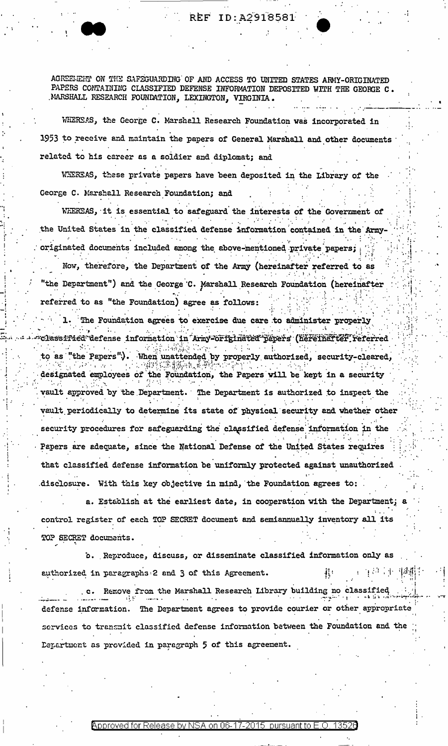REF ID:A2918581

AGREEMENT ON THE SAFEGUARDING OF AND ACCESS TO UNITED STATES ARMY-ORIGINATED PAPERS CONTAINING CLASSIFIED DEFENSE INFORMATION DEPOSITED WITH THE GEORGE C. MARSHALL RESEARCH FOUNDATION, LEXINGTON, VIRGINIA.

WHEREAS, the George C. Marshall Research Foundation was incorporated in 1953 to receive and maintain the papers of General Marshall and other documents related to his career as a soldier and diplomat; and

WHEREAS, these private papers have been deposited in the Library of the George C. Marshall Research Foundation; and

WHEREAS, it is essential to safeguard the interests of the Government of the United States in the classified defense information contained in the Army-originated documents included among the above-mentioned private papers;

Now, therefore, the Department of the Army (hereinafter referred to as "the Department") and the George C. Marshall Research Foundation (hereinafter referred to as "the Foundation) agree as follows:

1. The Foundation agrees to exercise due care to administer properly classified defense information in Army-originated papers (hereinafter referred to as "the Papers"). When unattended by properly authorized, security-cleared, designated employees of the Foundation, the Papers will be kept in a security vault approved by the Department. The Department is authorized to inspect the vault periodically to determine its state of physical security and whether other security procedures for safeguarding the classified defense information in the Papers are adequate, since the National Defense of the United States requires that classified defense information be uniformly protected against unauthorized disclosure. With this key objective in mind, the Foundation agrees to:

   a. Establish at the earliest date, in cooperation with the Department, a control register of each TOP SECRET document and semiannually inventory all its TOP SECRET documents.

   b. Reproduce, discuss, or disseminate classified information only as authorized in paragraphs 2 and 3 of this Agreement.

   c. Remove from the Marshall Research Library building no classified defense information. The Department agrees to provide courier or other appropriate services to transmit classified defense information between the Foundation and the Department as provided in paragraph 5 of this agreement.

Approved for Release by NSA on 06-17-2015 pursuant to E.O. 13526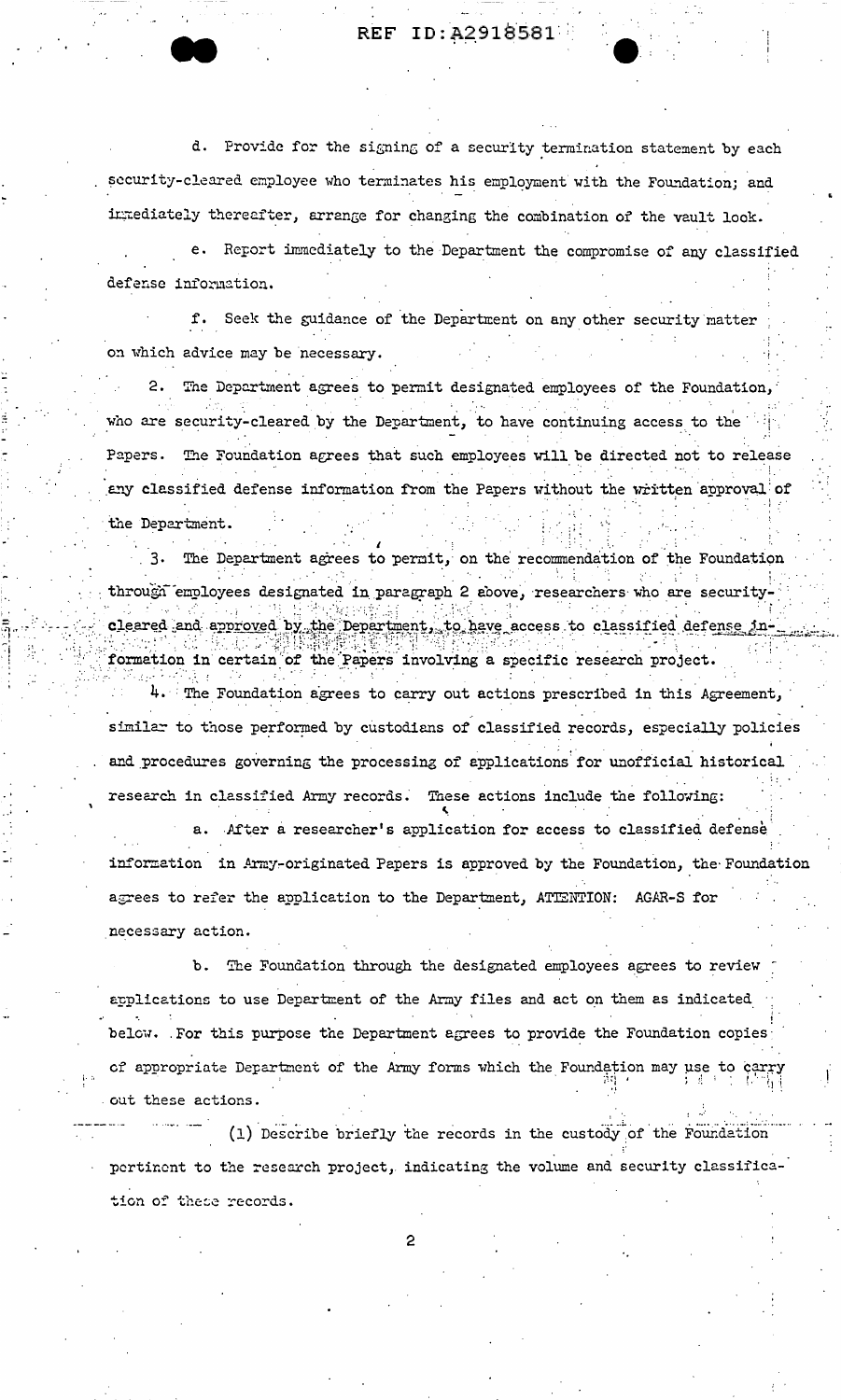d. Provide for the signing of a security termination statement by each security-cleared employee who terminates his employment with the Foundation; and immediately thereafter, arrange for changing the combination of the vault lock.

e. Report immediately to the Department the compromise of any classified defense information.

f. Seek the guidance of the Department on any other security matter on which advice may be necessary.

2. The Department agrees to permit designated employees of the Foundation, who are security-cleared by the Department, to have continuing access to the Papers. The Foundation agrees that such employees will be directed not to release any classified defense information from the Papers without the written approval of the Department.

3. The Department agrees to permit, on the recommendation of the Foundation through employees designated in paragraph 2 above, researchers who are security-cleared and approved by the Department, to have access to classified defense information in certain of the Papers involving a specific research project.

4. The Foundation agrees to carry out actions prescribed in this Agreement, similar to those performed by custodians of classified records, especially policies and procedures governing the processing of applications for unofficial historical research in classified Army records. These actions include the following:

a. After a researcher's application for access to classified defense information in Army-originated Papers is approved by the Foundation, the Foundation agrees to refer the application to the Department, ATTENTION: AGAR-S for necessary action.

b. The Foundation through the designated employees agrees to review applications to use Department of the Army files and act on them as indicated below. For this purpose the Department agrees to provide the Foundation copies of appropriate Department of the Army forms which the Foundation may use to carry out these actions.

(1) Describe briefly the records in the custody of the Foundation pertinent to the research project, indicating the volume and security classification of these records.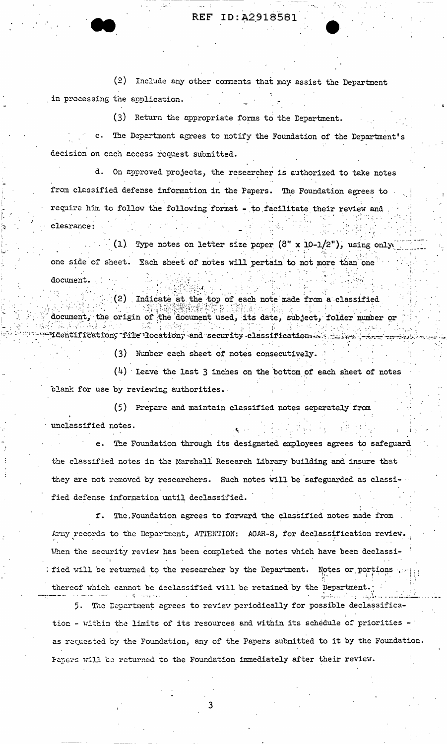(2) Include any other comments that may assist the Department in processing the application.

(3) Return the appropriate forms to the Department.

c. The Department agrees to notify the Foundation of the Department's decision on each access request submitted.

d. On approved projects, the researcher is authorized to take notes from classified defense information in the Papers. The Foundation agrees to require him to follow the following format - to facilitate their review and clearance:

(1) Type notes on letter size paper (8" x 10-1/2"), using only one side of sheet. Each sheet of notes will pertain to not more than one document.

(2) Indicate at the top of each note made from a classified document, the origin of the document used, its date, subject, folder number or identification, file location, and security classification.

(3) Number each sheet of notes consecutively.

(4) Leave the last 3 inches on the bottom of each sheet of notes blank for use by reviewing authorities.

(5) Prepare and maintain classified notes seperately from unclassified notes.

e. The Foundation through its designated employees agrees to safeguard the classified notes in the Marshall Research Library building and insure that they are not removed by researchers. Such notes will be safeguarded as classified defense information until declassified.

f. The Foundation agrees to forward the classified notes made from Army records to the Department, ATTENTION: AGAR-S, for declassification review. When the security review has been completed the notes which have been declassified will be returned to the researcher by the Department. Notes or portions thereof which cannot be declassified will be retained by the Department.

5. The Department agrees to review periodically for possible declassification - within the limits of its resources and within its schedule of priorities - as requested by the Foundation, any of the Papers submitted to it by the Foundation. Papers will be returned to the Foundation immediately after their review.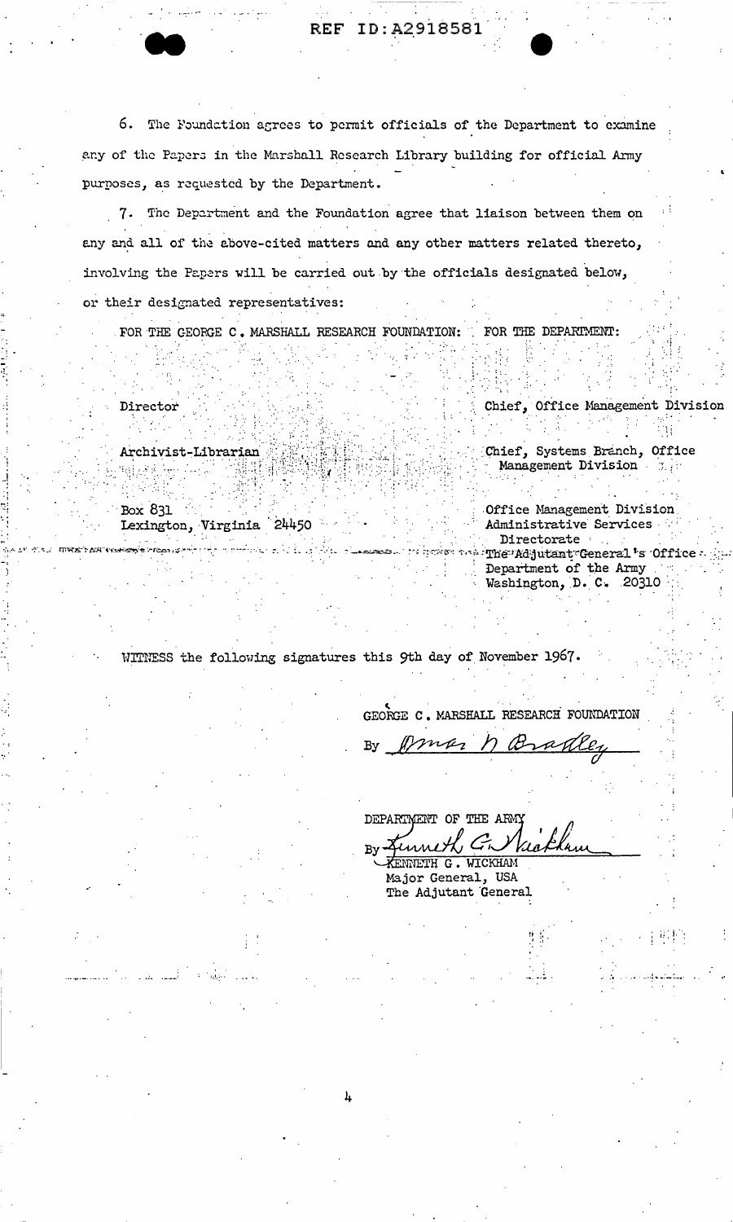6. The Foundation agrees to permit officials of the Department to examine any of the Papers in the Marshall Research Library building for official Army purposes, as requested by the Department.

7. The Department and the Foundation agree that liaison between them on any and all of the above-cited matters and any other matters related thereto, involving the Papers will be carried out by the officials designated below, or their designated representatives:

| FOR THE GEORGE C. MARSHALL RESEARCH FOUNDATION: | FOR THE DEPARTMENT: |
|---|---|
| Director | Chief, Office Management Division |
| Archivist-Librarian | Chief, Systems Branch, Office Management Division |
| Box 831<br>Lexington, Virginia 24450 | Office Management Division<br>Administrative Services Directorate<br>The Adjutant General's Office<br>Department of the Army<br>Washington, D. C. 20310 |

WITNESS the following signatures this 9th day of November 1967.

GEORGE C. MARSHALL RESEARCH FOUNDATION

By *Omar N Bradley*

DEPARTMENT OF THE ARMY

By *Kenneth G. Wickham*

KENNETH G. WICKHAM
Major General, USA
The Adjutant General